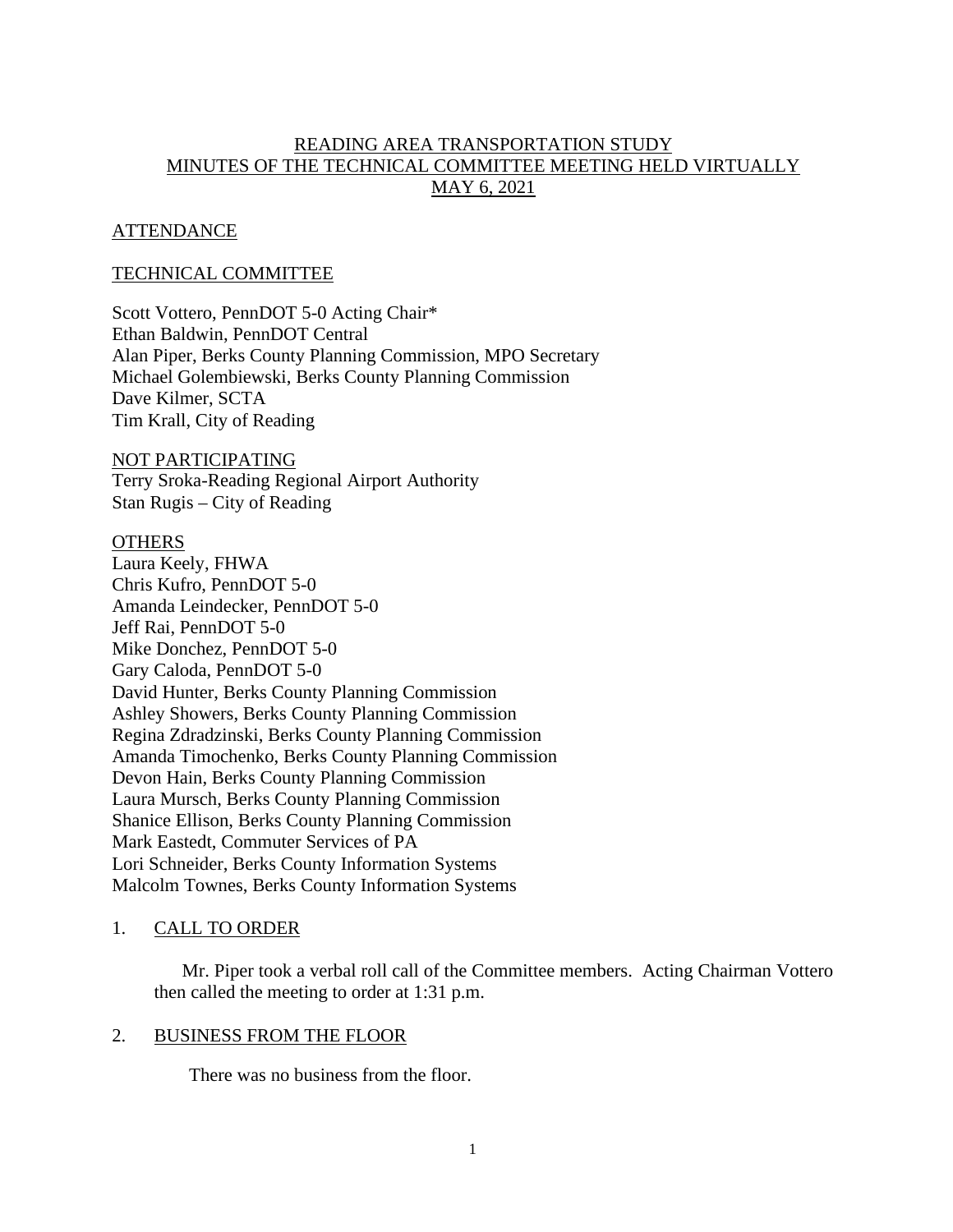# READING AREA TRANSPORTATION STUDY
# MINUTES OF THE TECHNICAL COMMITTEE MEETING HELD VIRTUALLY
# MAY 6, 2021

## ATTENDANCE

## TECHNICAL COMMITTEE

Scott Vottero, PennDOT 5-0 Acting Chair*
Ethan Baldwin, PennDOT Central
Alan Piper, Berks County Planning Commission, MPO Secretary
Michael Golembiewski, Berks County Planning Commission
Dave Kilmer, SCTA
Tim Krall, City of Reading

## NOT PARTICIPATING

Terry Sroka-Reading Regional Airport Authority
Stan Rugis – City of Reading

## OTHERS

Laura Keely, FHWA
Chris Kufro, PennDOT 5-0
Amanda Leindecker, PennDOT 5-0
Jeff Rai, PennDOT 5-0
Mike Donchez, PennDOT 5-0
Gary Caloda, PennDOT 5-0
David Hunter, Berks County Planning Commission
Ashley Showers, Berks County Planning Commission
Regina Zdradzinski, Berks County Planning Commission
Amanda Timochenko, Berks County Planning Commission
Devon Hain, Berks County Planning Commission
Laura Mursch, Berks County Planning Commission
Shanice Ellison, Berks County Planning Commission
Mark Eastedt, Commuter Services of PA
Lori Schneider, Berks County Information Systems
Malcolm Townes, Berks County Information Systems

## 1. CALL TO ORDER

Mr. Piper took a verbal roll call of the Committee members. Acting Chairman Vottero then called the meeting to order at 1:31 p.m.

## 2. BUSINESS FROM THE FLOOR

There was no business from the floor.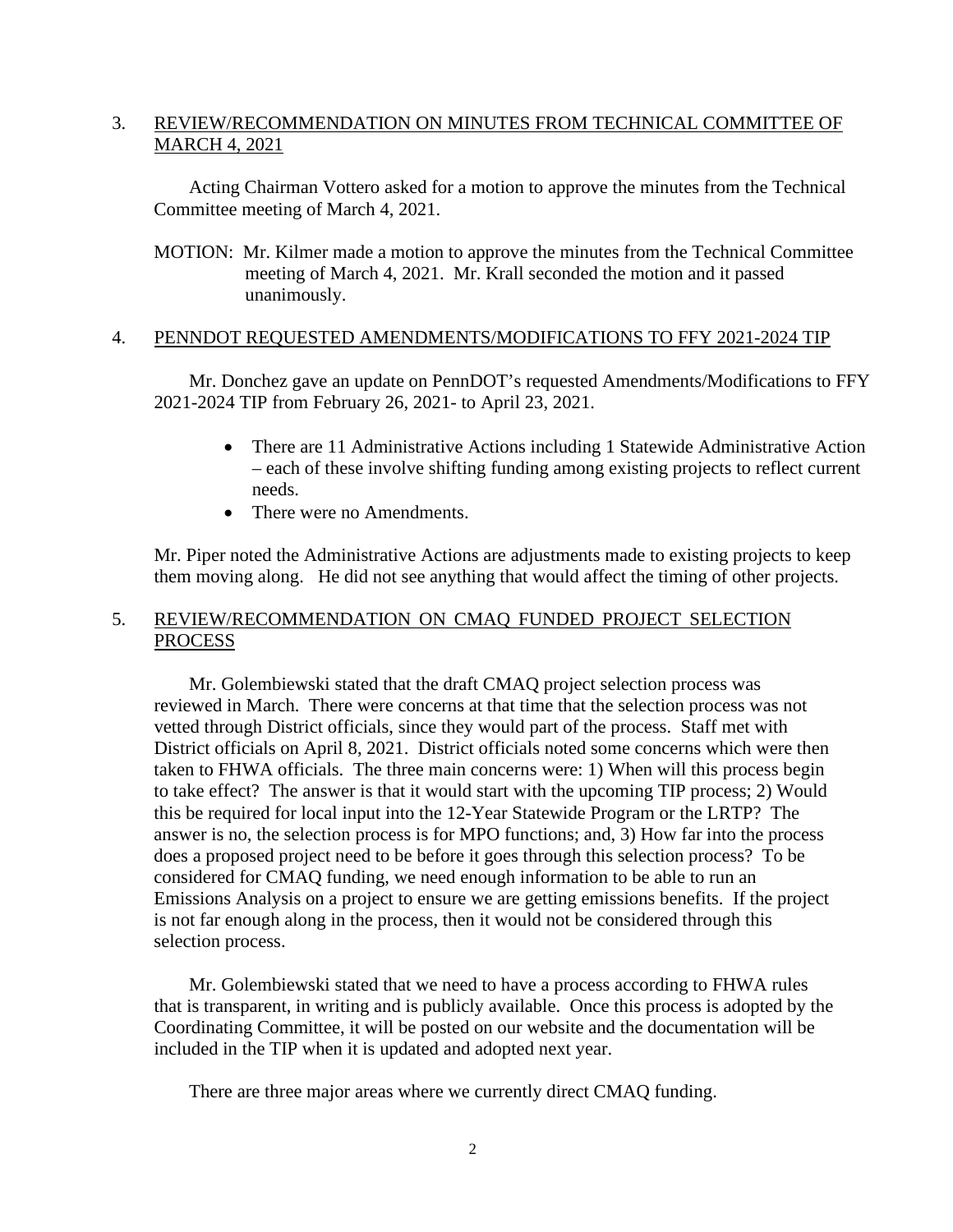3. REVIEW/RECOMMENDATION ON MINUTES FROM TECHNICAL COMMITTEE OF MARCH 4, 2021

Acting Chairman Vottero asked for a motion to approve the minutes from the Technical Committee meeting of March 4, 2021.

MOTION: Mr. Kilmer made a motion to approve the minutes from the Technical Committee meeting of March 4, 2021. Mr. Krall seconded the motion and it passed unanimously.

4. PENNDOT REQUESTED AMENDMENTS/MODIFICATIONS TO FFY 2021-2024 TIP

Mr. Donchez gave an update on PennDOT's requested Amendments/Modifications to FFY 2021-2024 TIP from February 26, 2021- to April 23, 2021.

- There are 11 Administrative Actions including 1 Statewide Administrative Action – each of these involve shifting funding among existing projects to reflect current needs.
- There were no Amendments.

Mr. Piper noted the Administrative Actions are adjustments made to existing projects to keep them moving along. He did not see anything that would affect the timing of other projects.

5. REVIEW/RECOMMENDATION ON CMAQ FUNDED PROJECT SELECTION PROCESS

Mr. Golembiewski stated that the draft CMAQ project selection process was reviewed in March. There were concerns at that time that the selection process was not vetted through District officials, since they would part of the process. Staff met with District officials on April 8, 2021. District officials noted some concerns which were then taken to FHWA officials. The three main concerns were: 1) When will this process begin to take effect? The answer is that it would start with the upcoming TIP process; 2) Would this be required for local input into the 12-Year Statewide Program or the LRTP? The answer is no, the selection process is for MPO functions; and, 3) How far into the process does a proposed project need to be before it goes through this selection process? To be considered for CMAQ funding, we need enough information to be able to run an Emissions Analysis on a project to ensure we are getting emissions benefits. If the project is not far enough along in the process, then it would not be considered through this selection process.

Mr. Golembiewski stated that we need to have a process according to FHWA rules that is transparent, in writing and is publicly available. Once this process is adopted by the Coordinating Committee, it will be posted on our website and the documentation will be included in the TIP when it is updated and adopted next year.

There are three major areas where we currently direct CMAQ funding.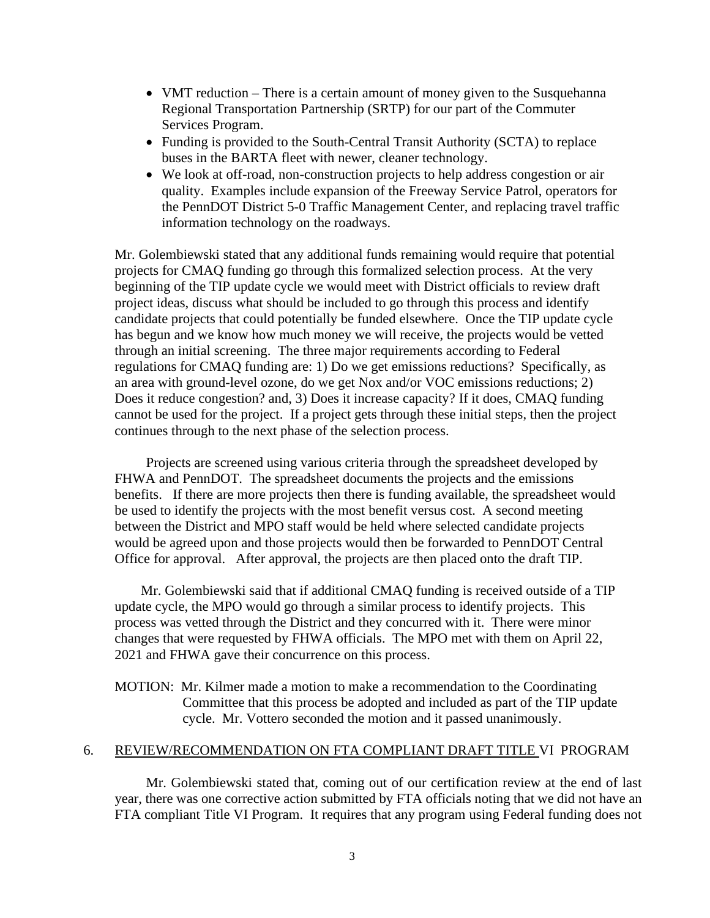- VMT reduction – There is a certain amount of money given to the Susquehanna Regional Transportation Partnership (SRTP) for our part of the Commuter Services Program.
- Funding is provided to the South-Central Transit Authority (SCTA) to replace buses in the BARTA fleet with newer, cleaner technology.
- We look at off-road, non-construction projects to help address congestion or air quality. Examples include expansion of the Freeway Service Patrol, operators for the PennDOT District 5-0 Traffic Management Center, and replacing travel traffic information technology on the roadways.

Mr. Golembiewski stated that any additional funds remaining would require that potential projects for CMAQ funding go through this formalized selection process. At the very beginning of the TIP update cycle we would meet with District officials to review draft project ideas, discuss what should be included to go through this process and identify candidate projects that could potentially be funded elsewhere. Once the TIP update cycle has begun and we know how much money we will receive, the projects would be vetted through an initial screening. The three major requirements according to Federal regulations for CMAQ funding are: 1) Do we get emissions reductions? Specifically, as an area with ground-level ozone, do we get Nox and/or VOC emissions reductions; 2) Does it reduce congestion? and, 3) Does it increase capacity? If it does, CMAQ funding cannot be used for the project. If a project gets through these initial steps, then the project continues through to the next phase of the selection process.

Projects are screened using various criteria through the spreadsheet developed by FHWA and PennDOT. The spreadsheet documents the projects and the emissions benefits. If there are more projects then there is funding available, the spreadsheet would be used to identify the projects with the most benefit versus cost. A second meeting between the District and MPO staff would be held where selected candidate projects would be agreed upon and those projects would then be forwarded to PennDOT Central Office for approval. After approval, the projects are then placed onto the draft TIP.

Mr. Golembiewski said that if additional CMAQ funding is received outside of a TIP update cycle, the MPO would go through a similar process to identify projects. This process was vetted through the District and they concurred with it. There were minor changes that were requested by FHWA officials. The MPO met with them on April 22, 2021 and FHWA gave their concurrence on this process.

MOTION: Mr. Kilmer made a motion to make a recommendation to the Coordinating Committee that this process be adopted and included as part of the TIP update cycle. Mr. Vottero seconded the motion and it passed unanimously.

6. REVIEW/RECOMMENDATION ON FTA COMPLIANT DRAFT TITLE VI PROGRAM

Mr. Golembiewski stated that, coming out of our certification review at the end of last year, there was one corrective action submitted by FTA officials noting that we did not have an FTA compliant Title VI Program. It requires that any program using Federal funding does not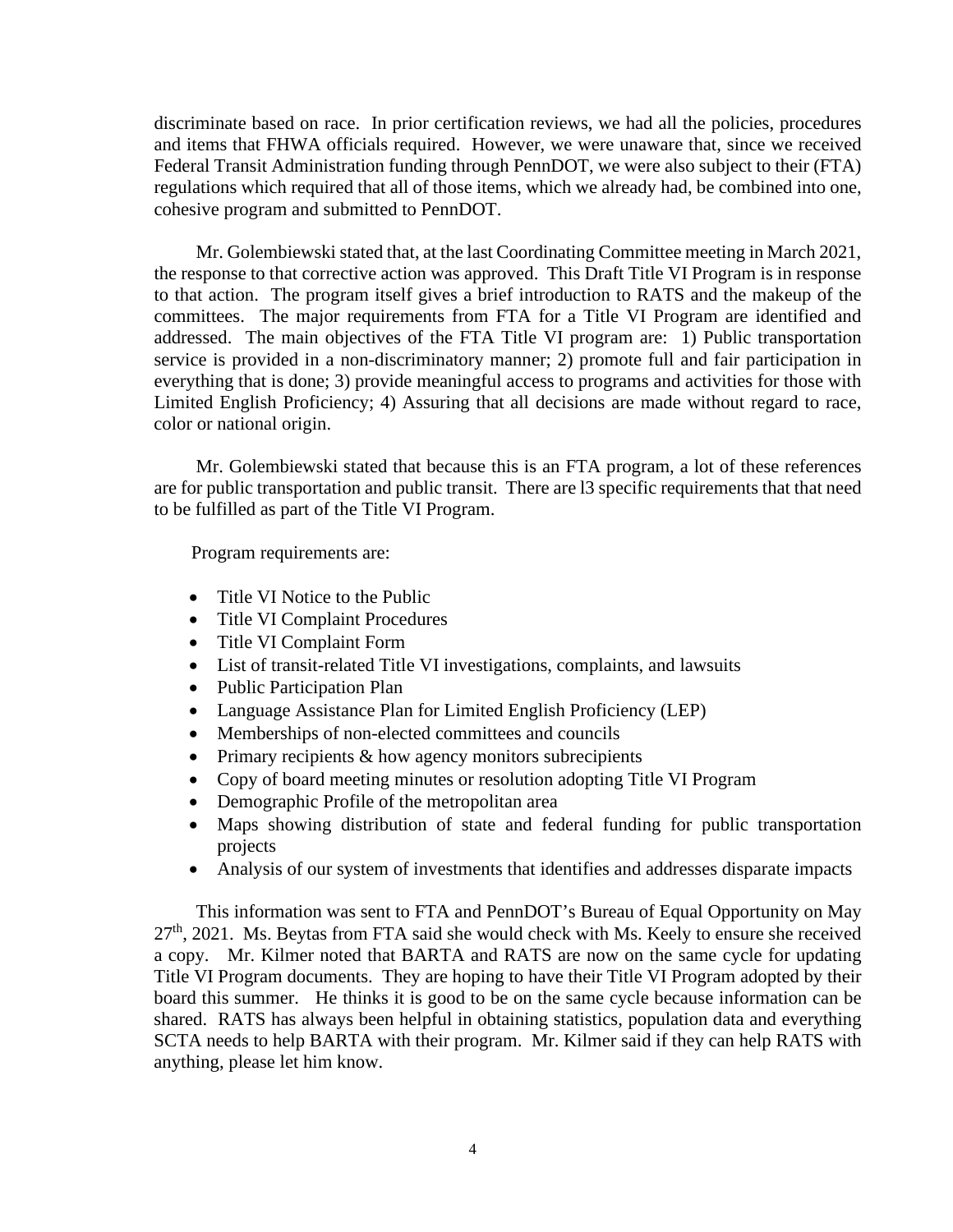discriminate based on race. In prior certification reviews, we had all the policies, procedures and items that FHWA officials required. However, we were unaware that, since we received Federal Transit Administration funding through PennDOT, we were also subject to their (FTA) regulations which required that all of those items, which we already had, be combined into one, cohesive program and submitted to PennDOT.

Mr. Golembiewski stated that, at the last Coordinating Committee meeting in March 2021, the response to that corrective action was approved. This Draft Title VI Program is in response to that action. The program itself gives a brief introduction to RATS and the makeup of the committees. The major requirements from FTA for a Title VI Program are identified and addressed. The main objectives of the FTA Title VI program are: 1) Public transportation service is provided in a non-discriminatory manner; 2) promote full and fair participation in everything that is done; 3) provide meaningful access to programs and activities for those with Limited English Proficiency; 4) Assuring that all decisions are made without regard to race, color or national origin.

Mr. Golembiewski stated that because this is an FTA program, a lot of these references are for public transportation and public transit. There are l3 specific requirements that that need to be fulfilled as part of the Title VI Program.

Program requirements are:

- Title VI Notice to the Public
- Title VI Complaint Procedures
- Title VI Complaint Form
- List of transit-related Title VI investigations, complaints, and lawsuits
- Public Participation Plan
- Language Assistance Plan for Limited English Proficiency (LEP)
- Memberships of non-elected committees and councils
- Primary recipients & how agency monitors subrecipients
- Copy of board meeting minutes or resolution adopting Title VI Program
- Demographic Profile of the metropolitan area
- Maps showing distribution of state and federal funding for public transportation projects
- Analysis of our system of investments that identifies and addresses disparate impacts

This information was sent to FTA and PennDOT's Bureau of Equal Opportunity on May 27th, 2021. Ms. Beytas from FTA said she would check with Ms. Keely to ensure she received a copy. Mr. Kilmer noted that BARTA and RATS are now on the same cycle for updating Title VI Program documents. They are hoping to have their Title VI Program adopted by their board this summer. He thinks it is good to be on the same cycle because information can be shared. RATS has always been helpful in obtaining statistics, population data and everything SCTA needs to help BARTA with their program. Mr. Kilmer said if they can help RATS with anything, please let him know.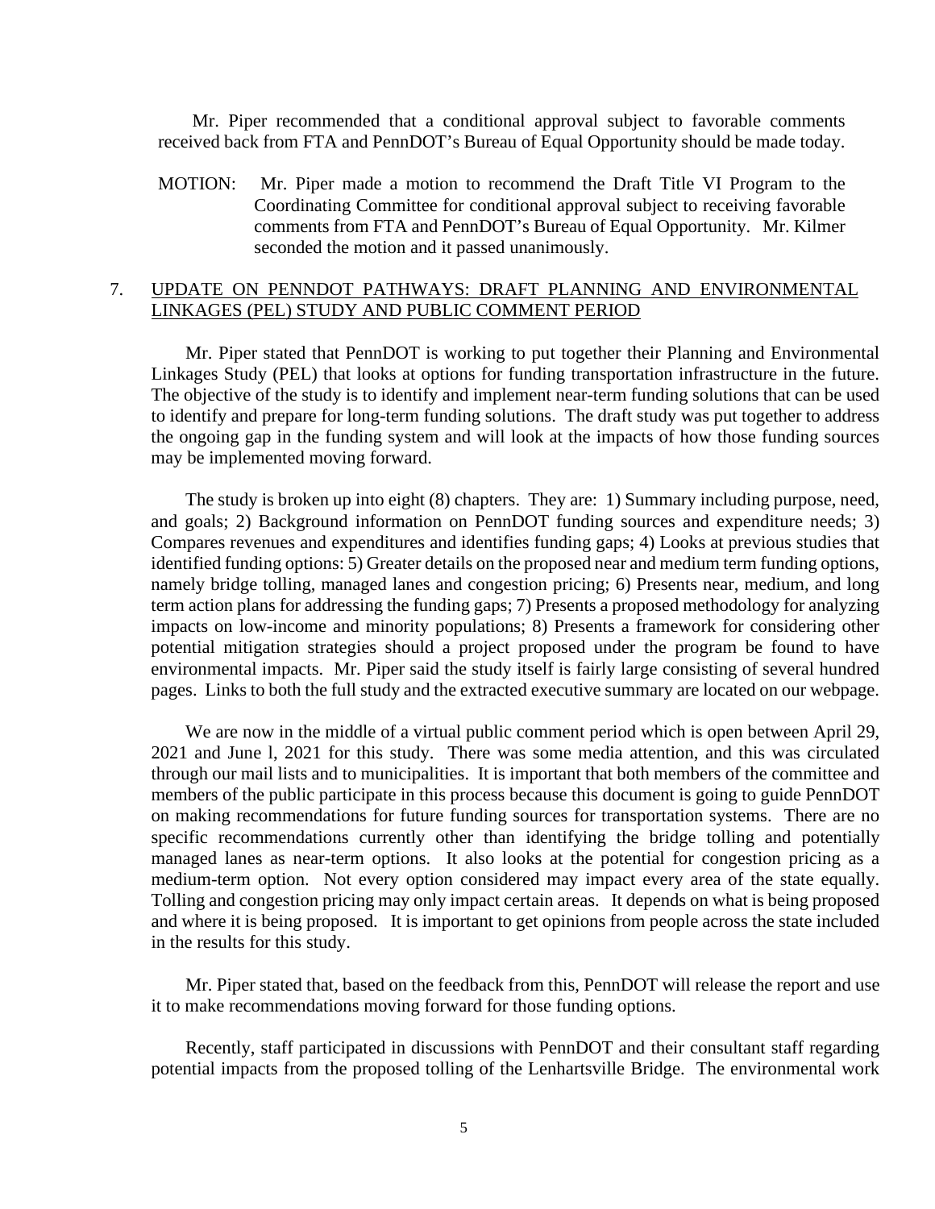Mr. Piper recommended that a conditional approval subject to favorable comments received back from FTA and PennDOT's Bureau of Equal Opportunity should be made today.

MOTION: Mr. Piper made a motion to recommend the Draft Title VI Program to the Coordinating Committee for conditional approval subject to receiving favorable comments from FTA and PennDOT's Bureau of Equal Opportunity. Mr. Kilmer seconded the motion and it passed unanimously.

7. <u>UPDATE ON PENNDOT PATHWAYS: DRAFT PLANNING AND ENVIRONMENTAL LINKAGES (PEL) STUDY AND PUBLIC COMMENT PERIOD</u>

Mr. Piper stated that PennDOT is working to put together their Planning and Environmental Linkages Study (PEL) that looks at options for funding transportation infrastructure in the future. The objective of the study is to identify and implement near-term funding solutions that can be used to identify and prepare for long-term funding solutions. The draft study was put together to address the ongoing gap in the funding system and will look at the impacts of how those funding sources may be implemented moving forward.

The study is broken up into eight (8) chapters. They are: 1) Summary including purpose, need, and goals; 2) Background information on PennDOT funding sources and expenditure needs; 3) Compares revenues and expenditures and identifies funding gaps; 4) Looks at previous studies that identified funding options: 5) Greater details on the proposed near and medium term funding options, namely bridge tolling, managed lanes and congestion pricing; 6) Presents near, medium, and long term action plans for addressing the funding gaps; 7) Presents a proposed methodology for analyzing impacts on low-income and minority populations; 8) Presents a framework for considering other potential mitigation strategies should a project proposed under the program be found to have environmental impacts. Mr. Piper said the study itself is fairly large consisting of several hundred pages. Links to both the full study and the extracted executive summary are located on our webpage.

We are now in the middle of a virtual public comment period which is open between April 29, 2021 and June l, 2021 for this study. There was some media attention, and this was circulated through our mail lists and to municipalities. It is important that both members of the committee and members of the public participate in this process because this document is going to guide PennDOT on making recommendations for future funding sources for transportation systems. There are no specific recommendations currently other than identifying the bridge tolling and potentially managed lanes as near-term options. It also looks at the potential for congestion pricing as a medium-term option. Not every option considered may impact every area of the state equally. Tolling and congestion pricing may only impact certain areas. It depends on what is being proposed and where it is being proposed. It is important to get opinions from people across the state included in the results for this study.

Mr. Piper stated that, based on the feedback from this, PennDOT will release the report and use it to make recommendations moving forward for those funding options.

Recently, staff participated in discussions with PennDOT and their consultant staff regarding potential impacts from the proposed tolling of the Lenhartsville Bridge. The environmental work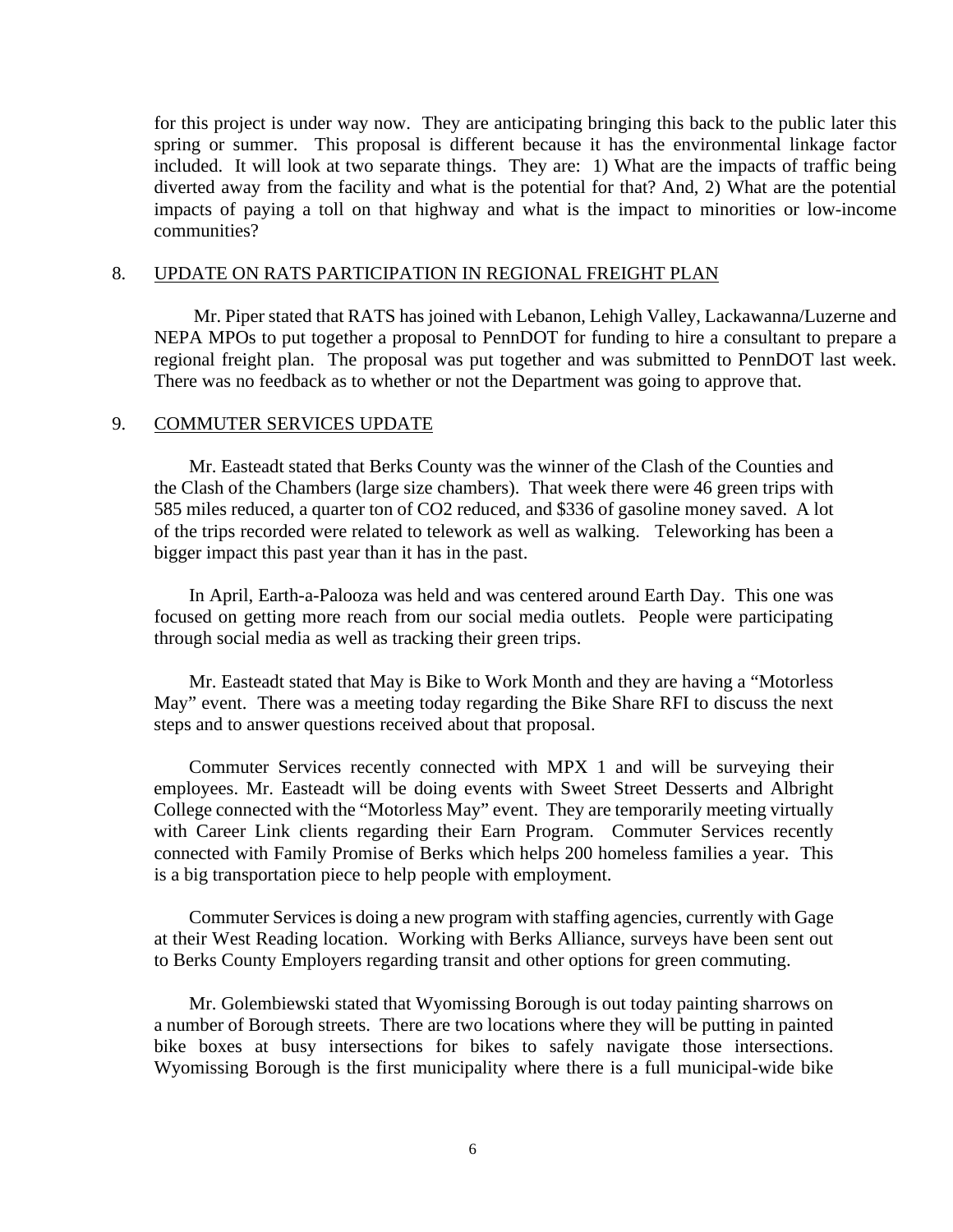for this project is under way now. They are anticipating bringing this back to the public later this spring or summer. This proposal is different because it has the environmental linkage factor included. It will look at two separate things. They are: 1) What are the impacts of traffic being diverted away from the facility and what is the potential for that? And, 2) What are the potential impacts of paying a toll on that highway and what is the impact to minorities or low-income communities?

## 8. UPDATE ON RATS PARTICIPATION IN REGIONAL FREIGHT PLAN

Mr. Piper stated that RATS has joined with Lebanon, Lehigh Valley, Lackawanna/Luzerne and NEPA MPOs to put together a proposal to PennDOT for funding to hire a consultant to prepare a regional freight plan. The proposal was put together and was submitted to PennDOT last week. There was no feedback as to whether or not the Department was going to approve that.

## 9. COMMUTER SERVICES UPDATE

Mr. Easteadt stated that Berks County was the winner of the Clash of the Counties and the Clash of the Chambers (large size chambers). That week there were 46 green trips with 585 miles reduced, a quarter ton of CO2 reduced, and $336 of gasoline money saved. A lot of the trips recorded were related to telework as well as walking. Teleworking has been a bigger impact this past year than it has in the past.

In April, Earth-a-Palooza was held and was centered around Earth Day. This one was focused on getting more reach from our social media outlets. People were participating through social media as well as tracking their green trips.

Mr. Easteadt stated that May is Bike to Work Month and they are having a "Motorless May" event. There was a meeting today regarding the Bike Share RFI to discuss the next steps and to answer questions received about that proposal.

Commuter Services recently connected with MPX 1 and will be surveying their employees. Mr. Easteadt will be doing events with Sweet Street Desserts and Albright College connected with the "Motorless May" event. They are temporarily meeting virtually with Career Link clients regarding their Earn Program. Commuter Services recently connected with Family Promise of Berks which helps 200 homeless families a year. This is a big transportation piece to help people with employment.

Commuter Services is doing a new program with staffing agencies, currently with Gage at their West Reading location. Working with Berks Alliance, surveys have been sent out to Berks County Employers regarding transit and other options for green commuting.

Mr. Golembiewski stated that Wyomissing Borough is out today painting sharrows on a number of Borough streets. There are two locations where they will be putting in painted bike boxes at busy intersections for bikes to safely navigate those intersections. Wyomissing Borough is the first municipality where there is a full municipal-wide bike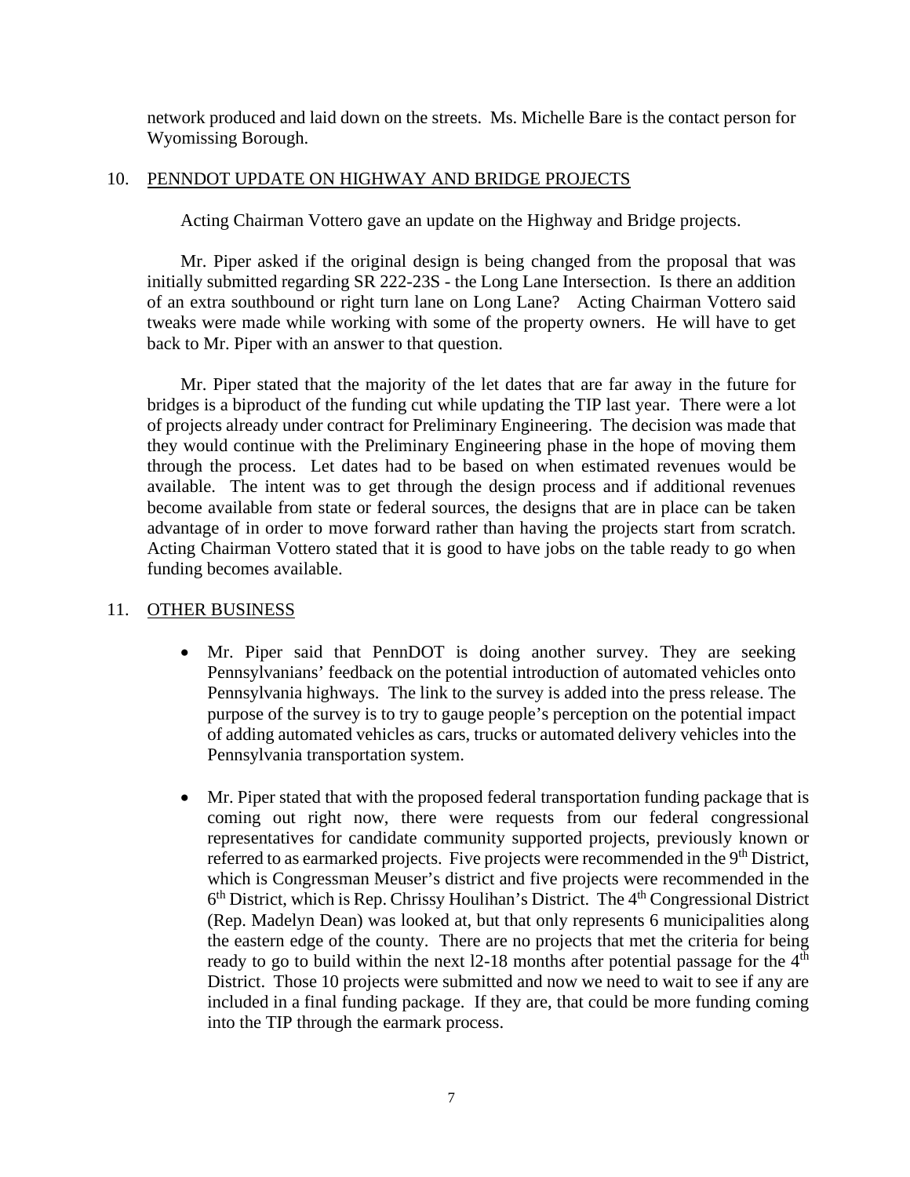network produced and laid down on the streets. Ms. Michelle Bare is the contact person for Wyomissing Borough.

10. PENNDOT UPDATE ON HIGHWAY AND BRIDGE PROJECTS

Acting Chairman Vottero gave an update on the Highway and Bridge projects.

Mr. Piper asked if the original design is being changed from the proposal that was initially submitted regarding SR 222-23S - the Long Lane Intersection. Is there an addition of an extra southbound or right turn lane on Long Lane? Acting Chairman Vottero said tweaks were made while working with some of the property owners. He will have to get back to Mr. Piper with an answer to that question.

Mr. Piper stated that the majority of the let dates that are far away in the future for bridges is a biproduct of the funding cut while updating the TIP last year. There were a lot of projects already under contract for Preliminary Engineering. The decision was made that they would continue with the Preliminary Engineering phase in the hope of moving them through the process. Let dates had to be based on when estimated revenues would be available. The intent was to get through the design process and if additional revenues become available from state or federal sources, the designs that are in place can be taken advantage of in order to move forward rather than having the projects start from scratch. Acting Chairman Vottero stated that it is good to have jobs on the table ready to go when funding becomes available.

11. OTHER BUSINESS

- Mr. Piper said that PennDOT is doing another survey. They are seeking Pennsylvanians' feedback on the potential introduction of automated vehicles onto Pennsylvania highways. The link to the survey is added into the press release. The purpose of the survey is to try to gauge people's perception on the potential impact of adding automated vehicles as cars, trucks or automated delivery vehicles into the Pennsylvania transportation system.

- Mr. Piper stated that with the proposed federal transportation funding package that is coming out right now, there were requests from our federal congressional representatives for candidate community supported projects, previously known or referred to as earmarked projects. Five projects were recommended in the 9th District, which is Congressman Meuser's district and five projects were recommended in the 6th District, which is Rep. Chrissy Houlihan's District. The 4th Congressional District (Rep. Madelyn Dean) was looked at, but that only represents 6 municipalities along the eastern edge of the county. There are no projects that met the criteria for being ready to go to build within the next l2-18 months after potential passage for the 4th District. Those 10 projects were submitted and now we need to wait to see if any are included in a final funding package. If they are, that could be more funding coming into the TIP through the earmark process.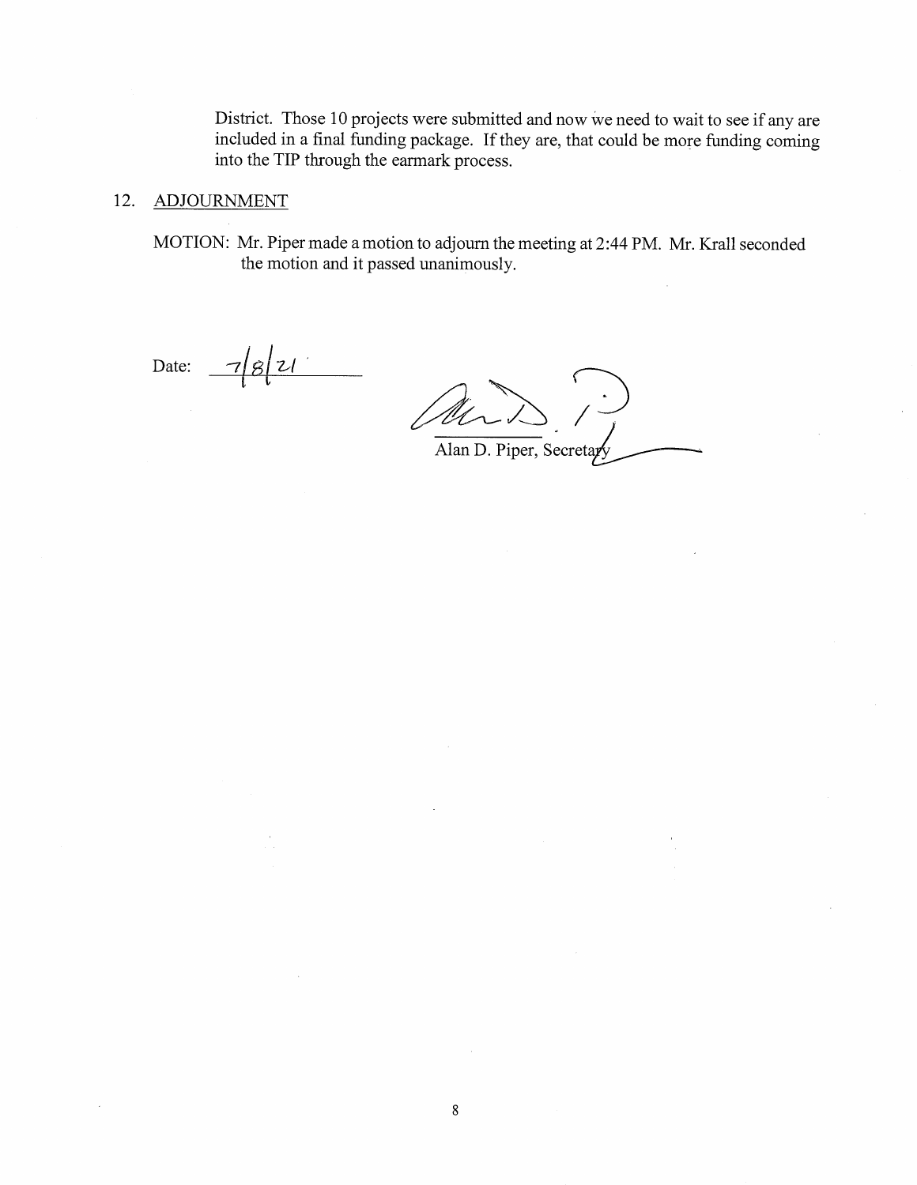District. Those 10 projects were submitted and now we need to wait to see if any are included in a final funding package. If they are, that could be more funding coming into the TIP through the earmark process.

12. ADJOURNMENT

MOTION: Mr. Piper made a motion to adjourn the meeting at 2:44 PM. Mr. Krall seconded the motion and it passed unanimously.

Date: 7/8/21

Alan D. Piper, Secretary